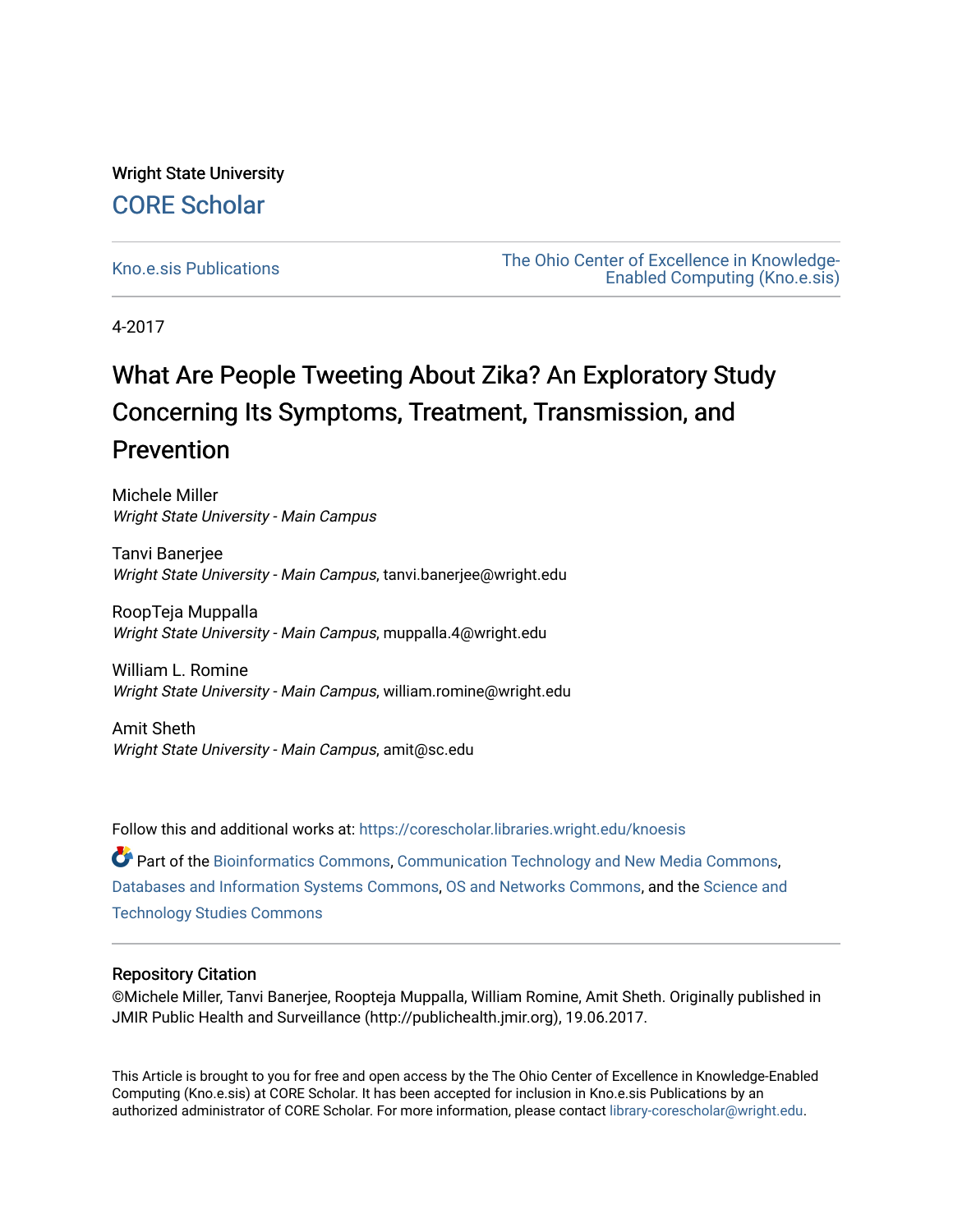Wright State University

## CORE Scholar

Kno.e.sis Publications

The Ohio Center of Excellence in Knowledge-Enabled Computing (Kno.e.sis)

4-2017

# What Are People Tweeting About Zika? An Exploratory Study Concerning Its Symptoms, Treatment, Transmission, and Prevention

Michele Miller
*Wright State University - Main Campus*

Tanvi Banerjee
*Wright State University - Main Campus*, tanvi.banerjee@wright.edu

RoopTeja Muppalla
*Wright State University - Main Campus*, muppalla.4@wright.edu

William L. Romine
*Wright State University - Main Campus*, william.romine@wright.edu

Amit Sheth
*Wright State University - Main Campus*, amit@sc.edu

Follow this and additional works at: https://corescholar.libraries.wright.edu/knoesis

Part of the Bioinformatics Commons, Communication Technology and New Media Commons, Databases and Information Systems Commons, OS and Networks Commons, and the Science and Technology Studies Commons

## Repository Citation

©Michele Miller, Tanvi Banerjee, Roopteja Muppalla, William Romine, Amit Sheth. Originally published in JMIR Public Health and Surveillance (http://publichealth.jmir.org), 19.06.2017.

This Article is brought to you for free and open access by the The Ohio Center of Excellence in Knowledge-Enabled Computing (Kno.e.sis) at CORE Scholar. It has been accepted for inclusion in Kno.e.sis Publications by an authorized administrator of CORE Scholar. For more information, please contact library-corescholar@wright.edu.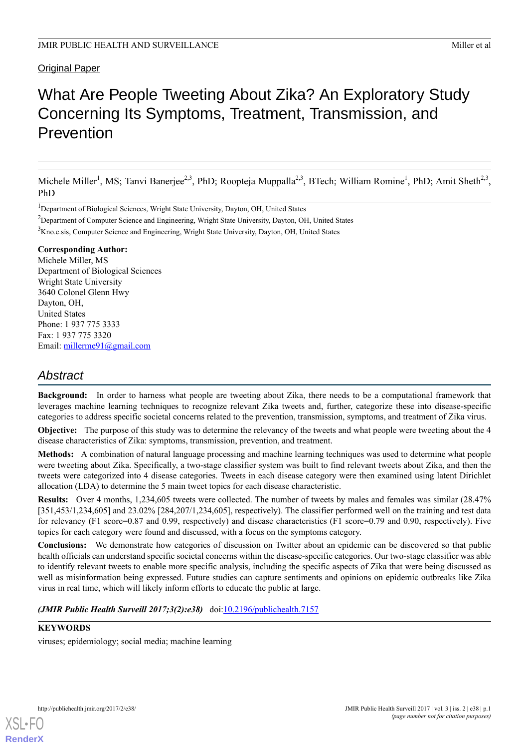Original Paper

# What Are People Tweeting About Zika? An Exploratory Study Concerning Its Symptoms, Treatment, Transmission, and Prevention

Michele Miller[1], MS; Tanvi Banerjee[2,3], PhD; Roopteja Muppalla[2,3], BTech; William Romine[1], PhD; Amit Sheth[2,3], PhD

[1]Department of Biological Sciences, Wright State University, Dayton, OH, United States

[2]Department of Computer Science and Engineering, Wright State University, Dayton, OH, United States

[3]Kno.e.sis, Computer Science and Engineering, Wright State University, Dayton, OH, United States

**Corresponding Author:**
Michele Miller, MS
Department of Biological Sciences
Wright State University
3640 Colonel Glenn Hwy
Dayton, OH,
United States
Phone: 1 937 775 3333
Fax: 1 937 775 3320
Email: millerme91@gmail.com

## *Abstract*

**Background:** In order to harness what people are tweeting about Zika, there needs to be a computational framework that leverages machine learning techniques to recognize relevant Zika tweets and, further, categorize these into disease-specific categories to address specific societal concerns related to the prevention, transmission, symptoms, and treatment of Zika virus.

**Objective:** The purpose of this study was to determine the relevancy of the tweets and what people were tweeting about the 4 disease characteristics of Zika: symptoms, transmission, prevention, and treatment.

**Methods:** A combination of natural language processing and machine learning techniques was used to determine what people were tweeting about Zika. Specifically, a two-stage classifier system was built to find relevant tweets about Zika, and then the tweets were categorized into 4 disease categories. Tweets in each disease category were then examined using latent Dirichlet allocation (LDA) to determine the 5 main tweet topics for each disease characteristic.

**Results:** Over 4 months, 1,234,605 tweets were collected. The number of tweets by males and females was similar (28.47% [351,453/1,234,605] and 23.02% [284,207/1,234,605], respectively). The classifier performed well on the training and test data for relevancy (F1 score=0.87 and 0.99, respectively) and disease characteristics (F1 score=0.79 and 0.90, respectively). Five topics for each category were found and discussed, with a focus on the symptoms category.

**Conclusions:** We demonstrate how categories of discussion on Twitter about an epidemic can be discovered so that public health officials can understand specific societal concerns within the disease-specific categories. Our two-stage classifier was able to identify relevant tweets to enable more specific analysis, including the specific aspects of Zika that were being discussed as well as misinformation being expressed. Future studies can capture sentiments and opinions on epidemic outbreaks like Zika virus in real time, which will likely inform efforts to educate the public at large.

***(JMIR Public Health Surveill 2017;3(2):e38)*** doi:10.2196/publichealth.7157

**KEYWORDS**

viruses; epidemiology; social media; machine learning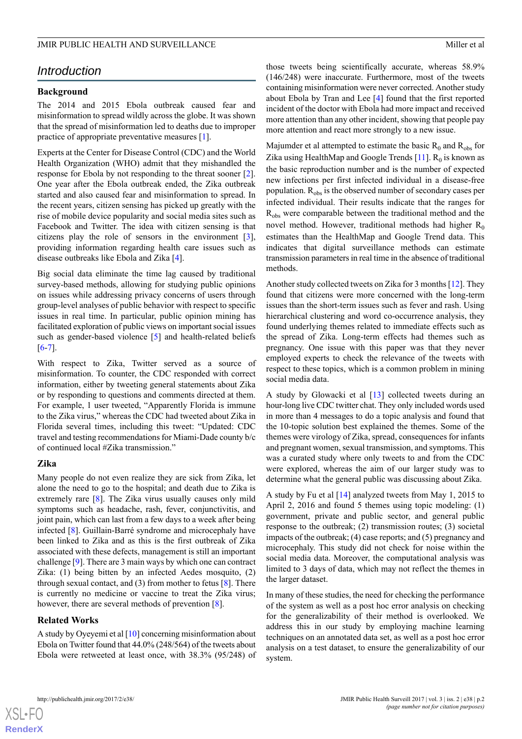## Introduction

### Background

The 2014 and 2015 Ebola outbreak caused fear and misinformation to spread wildly across the globe. It was shown that the spread of misinformation led to deaths due to improper practice of appropriate preventative measures [1].

Experts at the Center for Disease Control (CDC) and the World Health Organization (WHO) admit that they mishandled the response for Ebola by not responding to the threat sooner [2]. One year after the Ebola outbreak ended, the Zika outbreak started and also caused fear and misinformation to spread. In the recent years, citizen sensing has picked up greatly with the rise of mobile device popularity and social media sites such as Facebook and Twitter. The idea with citizen sensing is that citizens play the role of sensors in the environment [3], providing information regarding health care issues such as disease outbreaks like Ebola and Zika [4].

Big social data eliminate the time lag caused by traditional survey-based methods, allowing for studying public opinions on issues while addressing privacy concerns of users through group-level analyses of public behavior with respect to specific issues in real time. In particular, public opinion mining has facilitated exploration of public views on important social issues such as gender-based violence [5] and health-related beliefs [6-7].

With respect to Zika, Twitter served as a source of misinformation. To counter, the CDC responded with correct information, either by tweeting general statements about Zika or by responding to questions and comments directed at them. For example, 1 user tweeted, "Apparently Florida is immune to the Zika virus," whereas the CDC had tweeted about Zika in Florida several times, including this tweet: "Updated: CDC travel and testing recommendations for Miami-Dade county b/c of continued local #Zika transmission."

### Zika

Many people do not even realize they are sick from Zika, let alone the need to go to the hospital; and death due to Zika is extremely rare [8]. The Zika virus usually causes only mild symptoms such as headache, rash, fever, conjunctivitis, and joint pain, which can last from a few days to a week after being infected [8]. Guillain-Barré syndrome and microcephaly have been linked to Zika and as this is the first outbreak of Zika associated with these defects, management is still an important challenge [9]. There are 3 main ways by which one can contract Zika: (1) being bitten by an infected Aedes mosquito, (2) through sexual contact, and (3) from mother to fetus [8]. There is currently no medicine or vaccine to treat the Zika virus; however, there are several methods of prevention [8].

### Related Works

A study by Oyeyemi et al [10] concerning misinformation about Ebola on Twitter found that 44.0% (248/564) of the tweets about Ebola were retweeted at least once, with 38.3% (95/248) of those tweets being scientifically accurate, whereas 58.9% (146/248) were inaccurate. Furthermore, most of the tweets containing misinformation were never corrected. Another study about Ebola by Tran and Lee [4] found that the first reported incident of the doctor with Ebola had more impact and received more attention than any other incident, showing that people pay more attention and react more strongly to a new issue.

Majumder et al attempted to estimate the basic $R_0$ and $R_{obs}$ for Zika using HealthMap and Google Trends [11]. $R_0$ is known as the basic reproduction number and is the number of expected new infections per first infected individual in a disease-free population. $R_{obs}$ is the observed number of secondary cases per infected individual. Their results indicate that the ranges for $R_{obs}$ were comparable between the traditional method and the novel method. However, traditional methods had higher $R_0$ estimates than the HealthMap and Google Trend data. This indicates that digital surveillance methods can estimate transmission parameters in real time in the absence of traditional methods.

Another study collected tweets on Zika for 3 months [12]. They found that citizens were more concerned with the long-term issues than the short-term issues such as fever and rash. Using hierarchical clustering and word co-occurrence analysis, they found underlying themes related to immediate effects such as the spread of Zika. Long-term effects had themes such as pregnancy. One issue with this paper was that they never employed experts to check the relevance of the tweets with respect to these topics, which is a common problem in mining social media data.

A study by Glowacki et al [13] collected tweets during an hour-long live CDC twitter chat. They only included words used in more than 4 messages to do a topic analysis and found that the 10-topic solution best explained the themes. Some of the themes were virology of Zika, spread, consequences for infants and pregnant women, sexual transmission, and symptoms. This was a curated study where only tweets to and from the CDC were explored, whereas the aim of our larger study was to determine what the general public was discussing about Zika.

A study by Fu et al [14] analyzed tweets from May 1, 2015 to April 2, 2016 and found 5 themes using topic modeling: (1) government, private and public sector, and general public response to the outbreak; (2) transmission routes; (3) societal impacts of the outbreak; (4) case reports; and (5) pregnancy and microcephaly. This study did not check for noise within the social media data. Moreover, the computational analysis was limited to 3 days of data, which may not reflect the themes in the larger dataset.

In many of these studies, the need for checking the performance of the system as well as a post hoc error analysis on checking for the generalizability of their method is overlooked. We address this in our study by employing machine learning techniques on an annotated data set, as well as a post hoc error analysis on a test dataset, to ensure the generalizability of our system.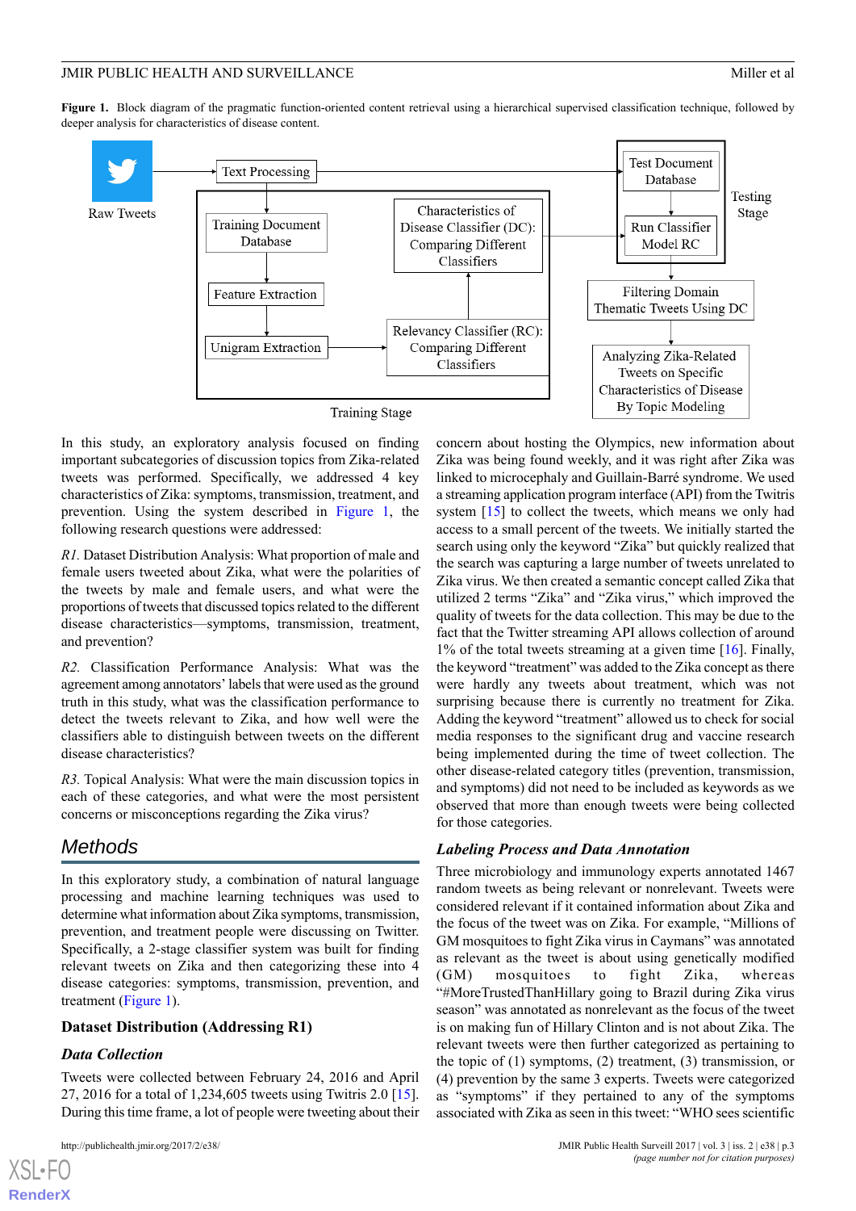**Figure 1.** Block diagram of the pragmatic function-oriented content retrieval using a hierarchical supervised classification technique, followed by deeper analysis for characteristics of disease content.

In this study, an exploratory analysis focused on finding important subcategories of discussion topics from Zika-related tweets was performed. Specifically, we addressed 4 key characteristics of Zika: symptoms, transmission, treatment, and prevention. Using the system described in Figure 1, the following research questions were addressed:

*R1.* Dataset Distribution Analysis: What proportion of male and female users tweeted about Zika, what were the polarities of the tweets by male and female users, and what were the proportions of tweets that discussed topics related to the different disease characteristics—symptoms, transmission, treatment, and prevention?

*R2.* Classification Performance Analysis: What was the agreement among annotators' labels that were used as the ground truth in this study, what was the classification performance to detect the tweets relevant to Zika, and how well were the classifiers able to distinguish between tweets on the different disease characteristics?

*R3.* Topical Analysis: What were the main discussion topics in each of these categories, and what were the most persistent concerns or misconceptions regarding the Zika virus?

## Methods

In this exploratory study, a combination of natural language processing and machine learning techniques was used to determine what information about Zika symptoms, transmission, prevention, and treatment people were discussing on Twitter. Specifically, a 2-stage classifier system was built for finding relevant tweets on Zika and then categorizing these into 4 disease categories: symptoms, transmission, prevention, and treatment (Figure 1).

### Dataset Distribution (Addressing R1)

#### *Data Collection*

Tweets were collected between February 24, 2016 and April 27, 2016 for a total of 1,234,605 tweets using Twitris 2.0 [15]. During this time frame, a lot of people were tweeting about their concern about hosting the Olympics, new information about Zika was being found weekly, and it was right after Zika was linked to microcephaly and Guillain-Barré syndrome. We used a streaming application program interface (API) from the Twitris system [15] to collect the tweets, which means we only had access to a small percent of the tweets. We initially started the search using only the keyword "Zika" but quickly realized that the search was capturing a large number of tweets unrelated to Zika virus. We then created a semantic concept called Zika that utilized 2 terms "Zika" and "Zika virus," which improved the quality of tweets for the data collection. This may be due to the fact that the Twitter streaming API allows collection of around 1% of the total tweets streaming at a given time [16]. Finally, the keyword "treatment" was added to the Zika concept as there were hardly any tweets about treatment, which was not surprising because there is currently no treatment for Zika. Adding the keyword "treatment" allowed us to check for social media responses to the significant drug and vaccine research being implemented during the time of tweet collection. The other disease-related category titles (prevention, transmission, and symptoms) did not need to be included as keywords as we observed that more than enough tweets were being collected for those categories.

#### *Labeling Process and Data Annotation*

Three microbiology and immunology experts annotated 1467 random tweets as being relevant or nonrelevant. Tweets were considered relevant if it contained information about Zika and the focus of the tweet was on Zika. For example, "Millions of GM mosquitoes to fight Zika virus in Caymans" was annotated as relevant as the tweet is about using genetically modified (GM) mosquitoes to fight Zika, whereas "#MoreTrustedThanHillary going to Brazil during Zika virus season" was annotated as nonrelevant as the focus of the tweet is on making fun of Hillary Clinton and is not about Zika. The relevant tweets were then further categorized as pertaining to the topic of (1) symptoms, (2) treatment, (3) transmission, or (4) prevention by the same 3 experts. Tweets were categorized as "symptoms" if they pertained to any of the symptoms associated with Zika as seen in this tweet: "WHO sees scientific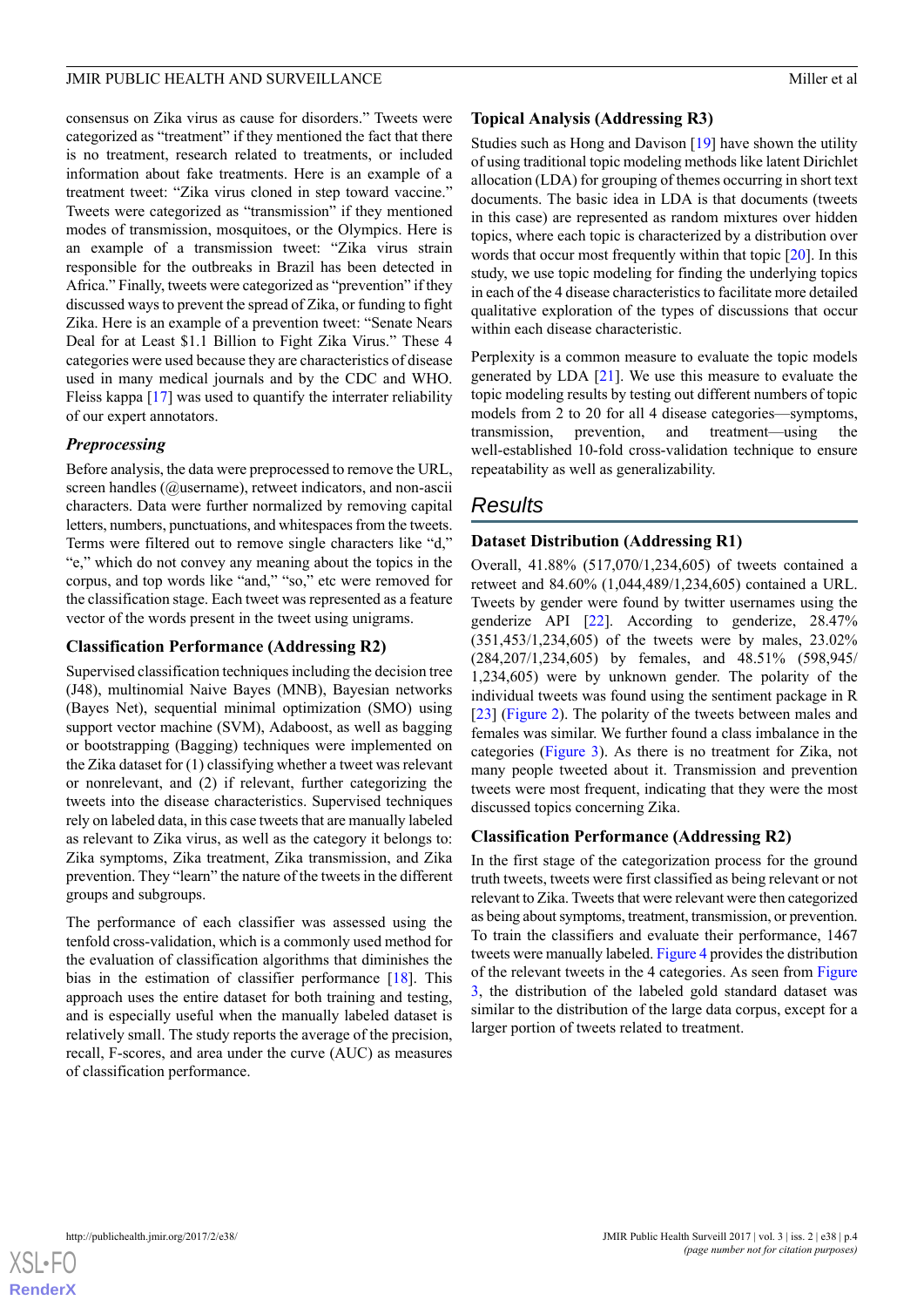consensus on Zika virus as cause for disorders." Tweets were categorized as "treatment" if they mentioned the fact that there is no treatment, research related to treatments, or included information about fake treatments. Here is an example of a treatment tweet: "Zika virus cloned in step toward vaccine." Tweets were categorized as "transmission" if they mentioned modes of transmission, mosquitoes, or the Olympics. Here is an example of a transmission tweet: "Zika virus strain responsible for the outbreaks in Brazil has been detected in Africa." Finally, tweets were categorized as "prevention" if they discussed ways to prevent the spread of Zika, or funding to fight Zika. Here is an example of a prevention tweet: "Senate Nears Deal for at Least $1.1 Billion to Fight Zika Virus." These 4 categories were used because they are characteristics of disease used in many medical journals and by the CDC and WHO. Fleiss kappa [17] was used to quantify the interrater reliability of our expert annotators.

### *Preprocessing*

Before analysis, the data were preprocessed to remove the URL, screen handles (@username), retweet indicators, and non-ascii characters. Data were further normalized by removing capital letters, numbers, punctuations, and whitespaces from the tweets. Terms were filtered out to remove single characters like "d," "e," which do not convey any meaning about the topics in the corpus, and top words like "and," "so," etc were removed for the classification stage. Each tweet was represented as a feature vector of the words present in the tweet using unigrams.

### Classification Performance (Addressing R2)

Supervised classification techniques including the decision tree (J48), multinomial Naive Bayes (MNB), Bayesian networks (Bayes Net), sequential minimal optimization (SMO) using support vector machine (SVM), Adaboost, as well as bagging or bootstrapping (Bagging) techniques were implemented on the Zika dataset for (1) classifying whether a tweet was relevant or nonrelevant, and (2) if relevant, further categorizing the tweets into the disease characteristics. Supervised techniques rely on labeled data, in this case tweets that are manually labeled as relevant to Zika virus, as well as the category it belongs to: Zika symptoms, Zika treatment, Zika transmission, and Zika prevention. They "learn" the nature of the tweets in the different groups and subgroups.

The performance of each classifier was assessed using the tenfold cross-validation, which is a commonly used method for the evaluation of classification algorithms that diminishes the bias in the estimation of classifier performance [18]. This approach uses the entire dataset for both training and testing, and is especially useful when the manually labeled dataset is relatively small. The study reports the average of the precision, recall, F-scores, and area under the curve (AUC) as measures of classification performance.

### Topical Analysis (Addressing R3)

Studies such as Hong and Davison [19] have shown the utility of using traditional topic modeling methods like latent Dirichlet allocation (LDA) for grouping of themes occurring in short text documents. The basic idea in LDA is that documents (tweets in this case) are represented as random mixtures over hidden topics, where each topic is characterized by a distribution over words that occur most frequently within that topic [20]. In this study, we use topic modeling for finding the underlying topics in each of the 4 disease characteristics to facilitate more detailed qualitative exploration of the types of discussions that occur within each disease characteristic.

Perplexity is a common measure to evaluate the topic models generated by LDA [21]. We use this measure to evaluate the topic modeling results by testing out different numbers of topic models from 2 to 20 for all 4 disease categories—symptoms, transmission, prevention, and treatment—using the well-established 10-fold cross-validation technique to ensure repeatability as well as generalizability.

## Results

### Dataset Distribution (Addressing R1)

Overall, 41.88% (517,070/1,234,605) of tweets contained a retweet and 84.60% (1,044,489/1,234,605) contained a URL. Tweets by gender were found by twitter usernames using the genderize API [22]. According to genderize, 28.47% (351,453/1,234,605) of the tweets were by males, 23.02% (284,207/1,234,605) by females, and 48.51% (598,945/1,234,605) were by unknown gender. The polarity of the individual tweets was found using the sentiment package in R [23] (Figure 2). The polarity of the tweets between males and females was similar. We further found a class imbalance in the categories (Figure 3). As there is no treatment for Zika, not many people tweeted about it. Transmission and prevention tweets were most frequent, indicating that they were the most discussed topics concerning Zika.

### Classification Performance (Addressing R2)

In the first stage of the categorization process for the ground truth tweets, tweets were first classified as being relevant or not relevant to Zika. Tweets that were relevant were then categorized as being about symptoms, treatment, transmission, or prevention. To train the classifiers and evaluate their performance, 1467 tweets were manually labeled. Figure 4 provides the distribution of the relevant tweets in the 4 categories. As seen from Figure 3, the distribution of the labeled gold standard dataset was similar to the distribution of the large data corpus, except for a larger portion of tweets related to treatment.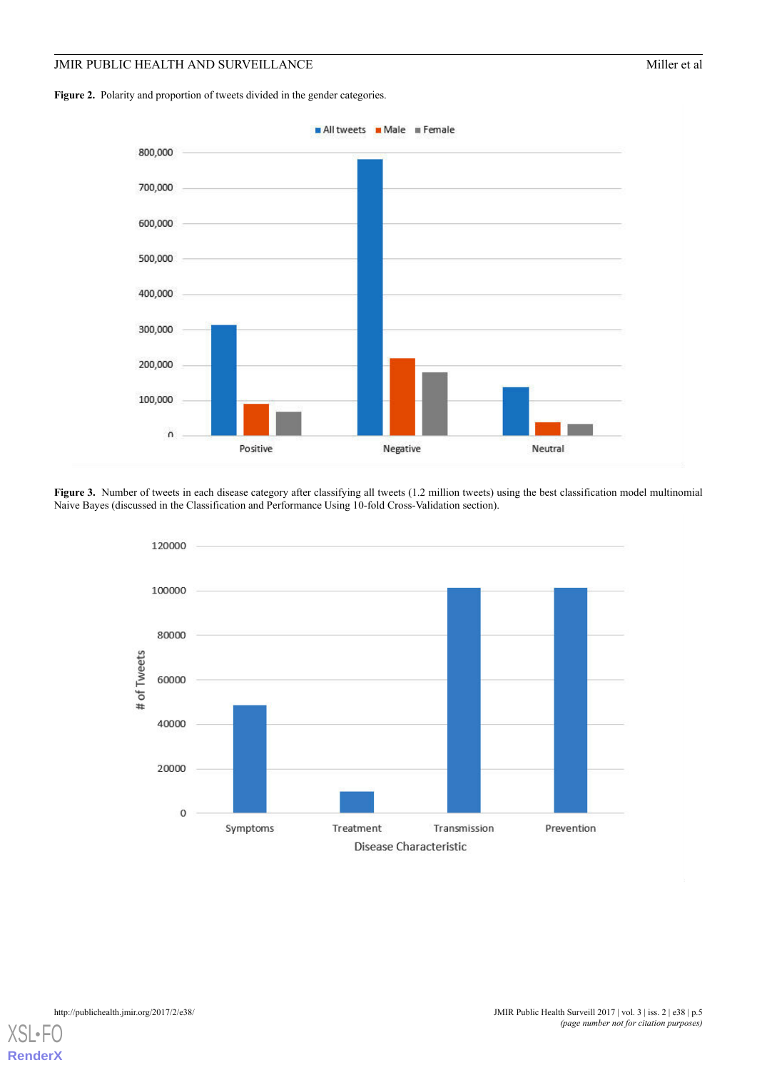**Figure 2.** Polarity and proportion of tweets divided in the gender categories.

**Figure 3.** Number of tweets in each disease category after classifying all tweets (1.2 million tweets) using the best classification model multinomial Naive Bayes (discussed in the Classification and Performance Using 10-fold Cross-Validation section).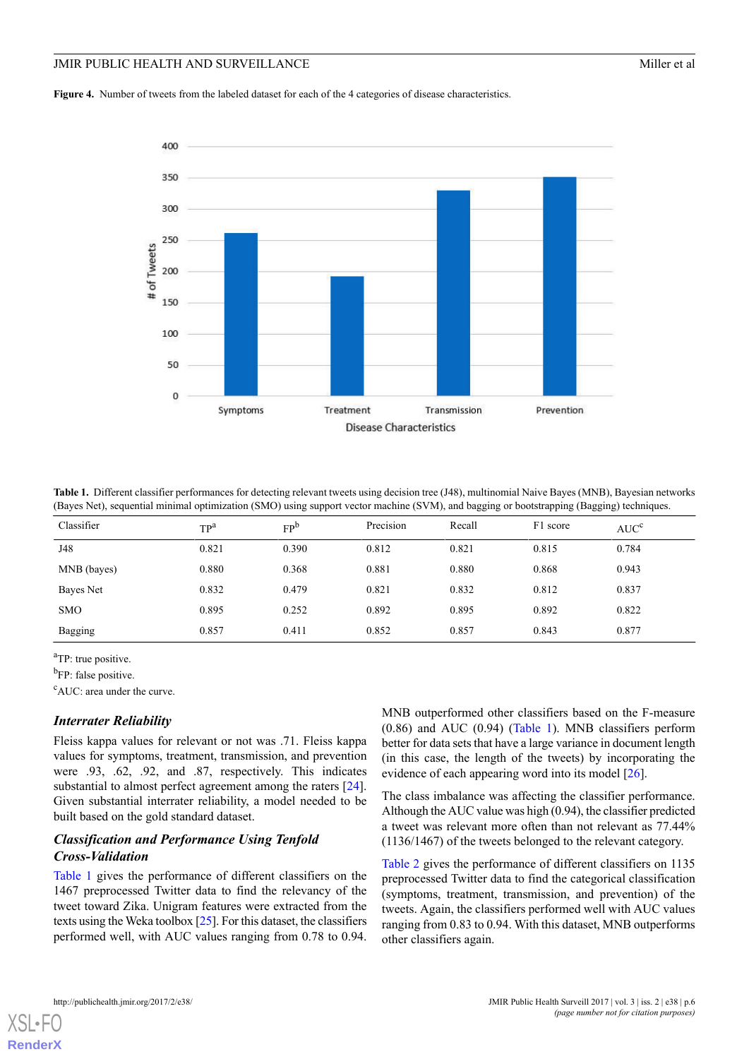**Figure 4.** Number of tweets from the labeled dataset for each of the 4 categories of disease characteristics.

**Table 1.** Different classifier performances for detecting relevant tweets using decision tree (J48), multinomial Naive Bayes (MNB), Bayesian networks (Bayes Net), sequential minimal optimization (SMO) using support vector machine (SVM), and bagging or bootstrapping (Bagging) techniques.

| Classifier | TP[a] | FP[b] | Precision | Recall | F1 score | AUC[c] |
|---|---|---|---|---|---|---|
| J48 | 0.821 | 0.390 | 0.812 | 0.821 | 0.815 | 0.784 |
| MNB (bayes) | 0.880 | 0.368 | 0.881 | 0.880 | 0.868 | 0.943 |
| Bayes Net | 0.832 | 0.479 | 0.821 | 0.832 | 0.812 | 0.837 |
| SMO | 0.895 | 0.252 | 0.892 | 0.895 | 0.892 | 0.822 |
| Bagging | 0.857 | 0.411 | 0.852 | 0.857 | 0.843 | 0.877 |

[a]TP: true positive.

[b]FP: false positive.

[c]AUC: area under the curve.

### *Interrater Reliability*

Fleiss kappa values for relevant or not was .71. Fleiss kappa values for symptoms, treatment, transmission, and prevention were .93, .62, .92, and .87, respectively. This indicates substantial to almost perfect agreement among the raters [24]. Given substantial interrater reliability, a model needed to be built based on the gold standard dataset.

### *Classification and Performance Using Tenfold Cross-Validation*

Table 1 gives the performance of different classifiers on the 1467 preprocessed Twitter data to find the relevancy of the tweet toward Zika. Unigram features were extracted from the texts using the Weka toolbox [25]. For this dataset, the classifiers performed well, with AUC values ranging from 0.78 to 0.94. MNB outperformed other classifiers based on the F-measure (0.86) and AUC (0.94) (Table 1). MNB classifiers perform better for data sets that have a large variance in document length (in this case, the length of the tweets) by incorporating the evidence of each appearing word into its model [26].

The class imbalance was affecting the classifier performance. Although the AUC value was high (0.94), the classifier predicted a tweet was relevant more often than not relevant as 77.44% (1136/1467) of the tweets belonged to the relevant category.

Table 2 gives the performance of different classifiers on 1135 preprocessed Twitter data to find the categorical classification (symptoms, treatment, transmission, and prevention) of the tweets. Again, the classifiers performed well with AUC values ranging from 0.83 to 0.94. With this dataset, MNB outperforms other classifiers again.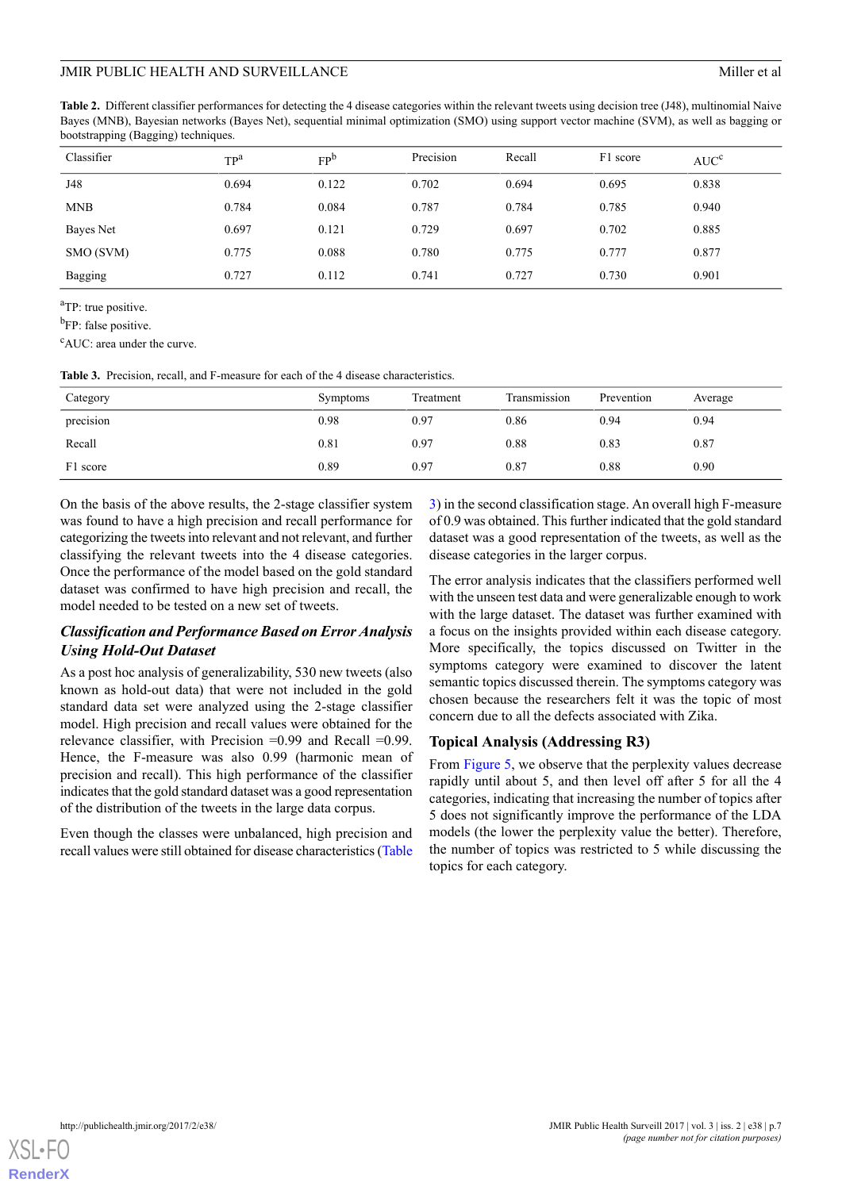**Table 2.** Different classifier performances for detecting the 4 disease categories within the relevant tweets using decision tree (J48), multinomial Naive Bayes (MNB), Bayesian networks (Bayes Net), sequential minimal optimization (SMO) using support vector machine (SVM), as well as bagging or bootstrapping (Bagging) techniques.

| Classifier | TP[a] | FP[b] | Precision | Recall | F1 score | AUC[c] |
|---|---|---|---|---|---|---|
| J48 | 0.694 | 0.122 | 0.702 | 0.694 | 0.695 | 0.838 |
| MNB | 0.784 | 0.084 | 0.787 | 0.784 | 0.785 | 0.940 |
| Bayes Net | 0.697 | 0.121 | 0.729 | 0.697 | 0.702 | 0.885 |
| SMO (SVM) | 0.775 | 0.088 | 0.780 | 0.775 | 0.777 | 0.877 |
| Bagging | 0.727 | 0.112 | 0.741 | 0.727 | 0.730 | 0.901 |

[a]TP: true positive.

[b]FP: false positive.

[c]AUC: area under the curve.

**Table 3.** Precision, recall, and F-measure for each of the 4 disease characteristics.

| Category | Symptoms | Treatment | Transmission | Prevention | Average |
|---|---|---|---|---|---|
| precision | 0.98 | 0.97 | 0.86 | 0.94 | 0.94 |
| Recall | 0.81 | 0.97 | 0.88 | 0.83 | 0.87 |
| F1 score | 0.89 | 0.97 | 0.87 | 0.88 | 0.90 |

On the basis of the above results, the 2-stage classifier system was found to have a high precision and recall performance for categorizing the tweets into relevant and not relevant, and further classifying the relevant tweets into the 4 disease categories. Once the performance of the model based on the gold standard dataset was confirmed to have high precision and recall, the model needed to be tested on a new set of tweets.

### *Classification and Performance Based on Error Analysis Using Hold-Out Dataset*

As a post hoc analysis of generalizability, 530 new tweets (also known as hold-out data) that were not included in the gold standard data set were analyzed using the 2-stage classifier model. High precision and recall values were obtained for the relevance classifier, with Precision =0.99 and Recall =0.99. Hence, the F-measure was also 0.99 (harmonic mean of precision and recall). This high performance of the classifier indicates that the gold standard dataset was a good representation of the distribution of the tweets in the large data corpus.

Even though the classes were unbalanced, high precision and recall values were still obtained for disease characteristics (Table 3) in the second classification stage. An overall high F-measure of 0.9 was obtained. This further indicated that the gold standard dataset was a good representation of the tweets, as well as the disease categories in the larger corpus.

The error analysis indicates that the classifiers performed well with the unseen test data and were generalizable enough to work with the large dataset. The dataset was further examined with a focus on the insights provided within each disease category. More specifically, the topics discussed on Twitter in the symptoms category were examined to discover the latent semantic topics discussed therein. The symptoms category was chosen because the researchers felt it was the topic of most concern due to all the defects associated with Zika.

## Topical Analysis (Addressing R3)

From Figure 5, we observe that the perplexity values decrease rapidly until about 5, and then level off after 5 for all the 4 categories, indicating that increasing the number of topics after 5 does not significantly improve the performance of the LDA models (the lower the perplexity value the better). Therefore, the number of topics was restricted to 5 while discussing the topics for each category.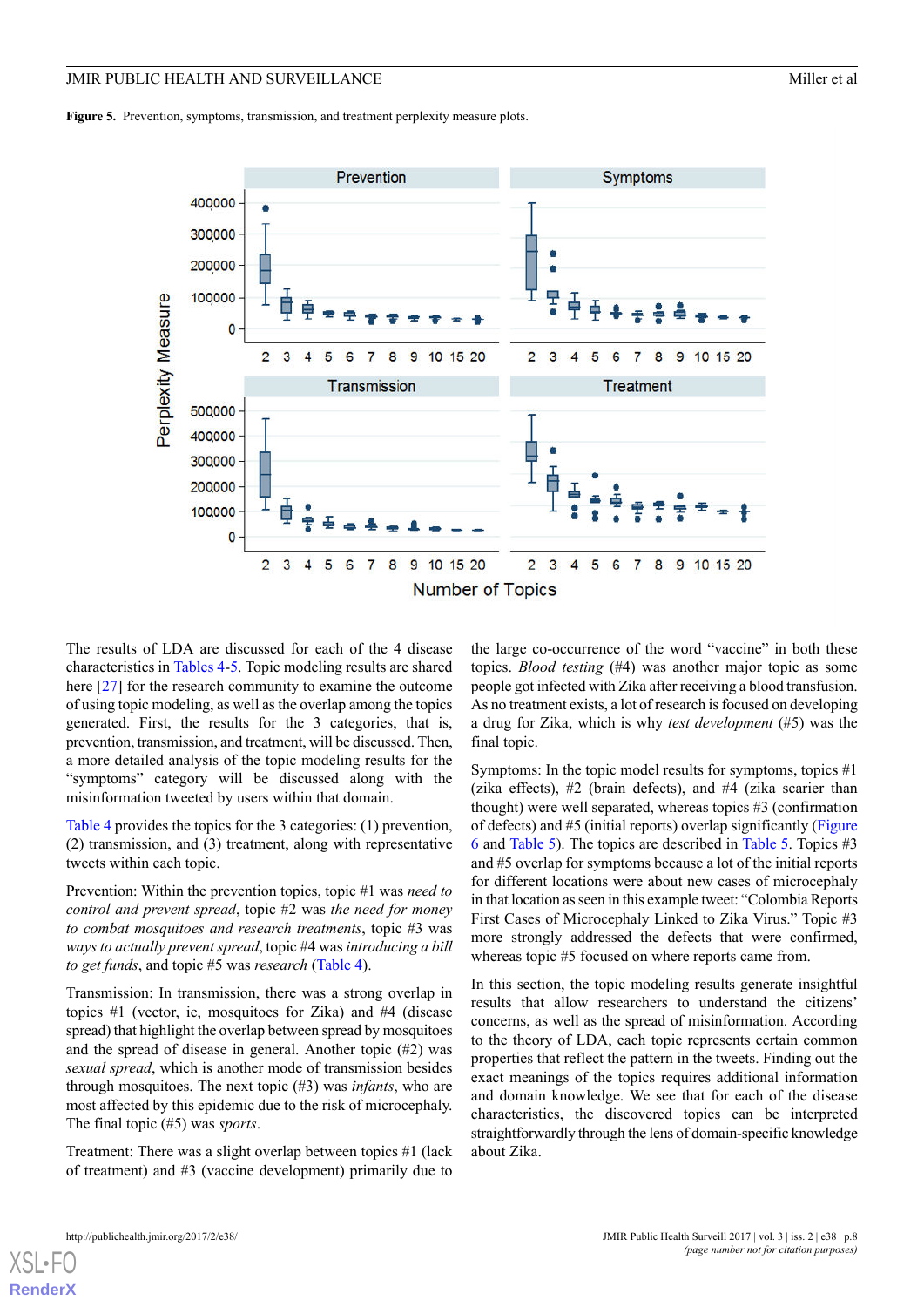**Figure 5.** Prevention, symptoms, transmission, and treatment perplexity measure plots.

The results of LDA are discussed for each of the 4 disease characteristics in Tables 4-5. Topic modeling results are shared here [27] for the research community to examine the outcome of using topic modeling, as well as the overlap among the topics generated. First, the results for the 3 categories, that is, prevention, transmission, and treatment, will be discussed. Then, a more detailed analysis of the topic modeling results for the "symptoms" category will be discussed along with the misinformation tweeted by users within that domain.

Table 4 provides the topics for the 3 categories: (1) prevention, (2) transmission, and (3) treatment, along with representative tweets within each topic.

Prevention: Within the prevention topics, topic #1 was *need to control and prevent spread*, topic #2 was *the need for money to combat mosquitoes and research treatments*, topic #3 was *ways to actually prevent spread*, topic #4 was *introducing a bill to get funds*, and topic #5 was *research* (Table 4).

Transmission: In transmission, there was a strong overlap in topics #1 (vector, ie, mosquitoes for Zika) and #4 (disease spread) that highlight the overlap between spread by mosquitoes and the spread of disease in general. Another topic (#2) was *sexual spread*, which is another mode of transmission besides through mosquitoes. The next topic (#3) was *infants*, who are most affected by this epidemic due to the risk of microcephaly. The final topic (#5) was *sports*.

Treatment: There was a slight overlap between topics #1 (lack of treatment) and #3 (vaccine development) primarily due to the large co-occurrence of the word "vaccine" in both these topics. *Blood testing* (#4) was another major topic as some people got infected with Zika after receiving a blood transfusion. As no treatment exists, a lot of research is focused on developing a drug for Zika, which is why *test development* (#5) was the final topic.

Symptoms: In the topic model results for symptoms, topics #1 (zika effects), #2 (brain defects), and #4 (zika scarier than thought) were well separated, whereas topics #3 (confirmation of defects) and #5 (initial reports) overlap significantly (Figure 6 and Table 5). The topics are described in Table 5. Topics #3 and #5 overlap for symptoms because a lot of the initial reports for different locations were about new cases of microcephaly in that location as seen in this example tweet: "Colombia Reports First Cases of Microcephaly Linked to Zika Virus." Topic #3 more strongly addressed the defects that were confirmed, whereas topic #5 focused on where reports came from.

In this section, the topic modeling results generate insightful results that allow researchers to understand the citizens' concerns, as well as the spread of misinformation. According to the theory of LDA, each topic represents certain common properties that reflect the pattern in the tweets. Finding out the exact meanings of the topics requires additional information and domain knowledge. We see that for each of the disease characteristics, the discovered topics can be interpreted straightforwardly through the lens of domain-specific knowledge about Zika.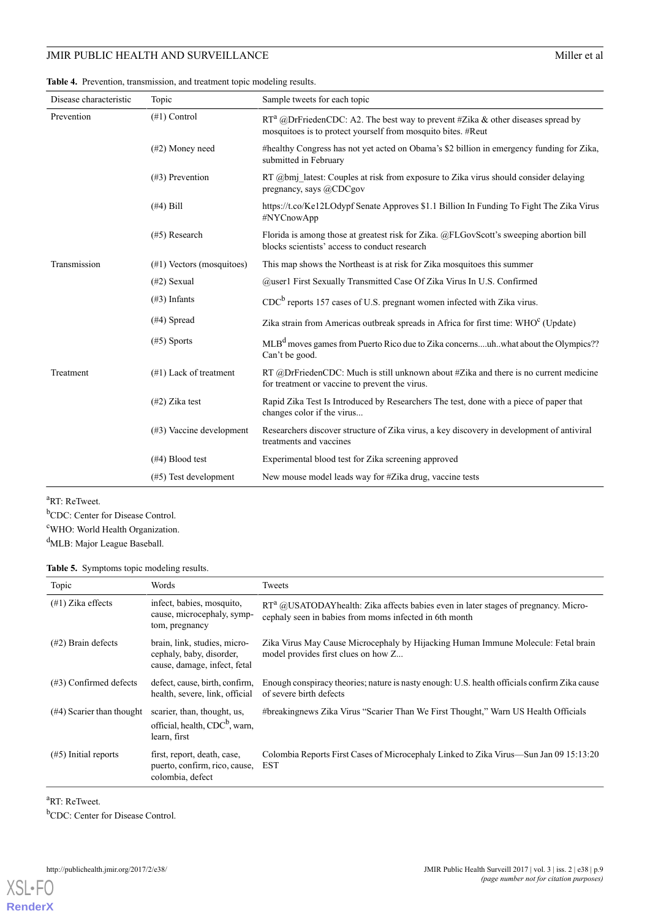**Table 4.** Prevention, transmission, and treatment topic modeling results.

| Disease characteristic | Topic | Sample tweets for each topic |
| --- | --- | --- |
| Prevention | (#1) Control | RT[a] @DrFriedenCDC: A2. The best way to prevent #Zika & other diseases spread by mosquitoes is to protect yourself from mosquito bites. #Reut |
| | (#2) Money need | #healthy Congress has not yet acted on Obama's $2 billion in emergency funding for Zika, submitted in February |
| | (#3) Prevention | RT @bmj_latest: Couples at risk from exposure to Zika virus should consider delaying pregnancy, says @CDCgov |
| | (#4) Bill | https://t.co/Ke12LOdypf Senate Approves $1.1 Billion In Funding To Fight The Zika Virus #NYCnowApp |
| | (#5) Research | Florida is among those at greatest risk for Zika. @FLGovScott's sweeping abortion bill blocks scientists' access to conduct research |
| Transmission | (#1) Vectors (mosquitoes) | This map shows the Northeast is at risk for Zika mosquitoes this summer |
| | (#2) Sexual | @user1 First Sexually Transmitted Case Of Zika Virus In U.S. Confirmed |
| | (#3) Infants | CDC[b] reports 157 cases of U.S. pregnant women infected with Zika virus. |
| | (#4) Spread | Zika strain from Americas outbreak spreads in Africa for first time: WHO[c] (Update) |
| | (#5) Sports | MLB[d] moves games from Puerto Rico due to Zika concerns....uh..what about the Olympics?? Can't be good. |
| Treatment | (#1) Lack of treatment | RT @DrFriedenCDC: Much is still unknown about #Zika and there is no current medicine for treatment or vaccine to prevent the virus. |
| | (#2) Zika test | Rapid Zika Test Is Introduced by Researchers The test, done with a piece of paper that changes color if the virus... |
| | (#3) Vaccine development | Researchers discover structure of Zika virus, a key discovery in development of antiviral treatments and vaccines |
| | (#4) Blood test | Experimental blood test for Zika screening approved |
| | (#5) Test development | New mouse model leads way for #Zika drug, vaccine tests |

[a]RT: ReTweet.

[b]CDC: Center for Disease Control.

[c]WHO: World Health Organization.

[d]MLB: Major League Baseball.

**Table 5.** Symptoms topic modeling results.

| Topic | Words | Tweets |
| --- | --- | --- |
| (#1) Zika effects | infect, babies, mosquito, cause, microcephaly, symptom, pregnancy | RT[a] @USATODAYhealth: Zika affects babies even in later stages of pregnancy. Microcephaly seen in babies from moms infected in 6th month |
| (#2) Brain defects | brain, link, studies, microcephaly, baby, disorder, cause, damage, infect, fetal | Zika Virus May Cause Microcephaly by Hijacking Human Immune Molecule: Fetal brain model provides first clues on how Z... |
| (#3) Confirmed defects | defect, cause, birth, confirm, health, severe, link, official | Enough conspiracy theories; nature is nasty enough: U.S. health officials confirm Zika cause of severe birth defects |
| (#4) Scarier than thought | scarier, than, thought, us, official, health, CDC[b], warn, learn, first | #breakingnews Zika Virus "Scarier Than We First Thought," Warn US Health Officials |
| (#5) Initial reports | first, report, death, case, puerto, confirm, rico, cause, colombia, defect | Colombia Reports First Cases of Microcephaly Linked to Zika Virus—Sun Jan 09 15:13:20 EST |

[a]RT: ReTweet.

[b]CDC: Center for Disease Control.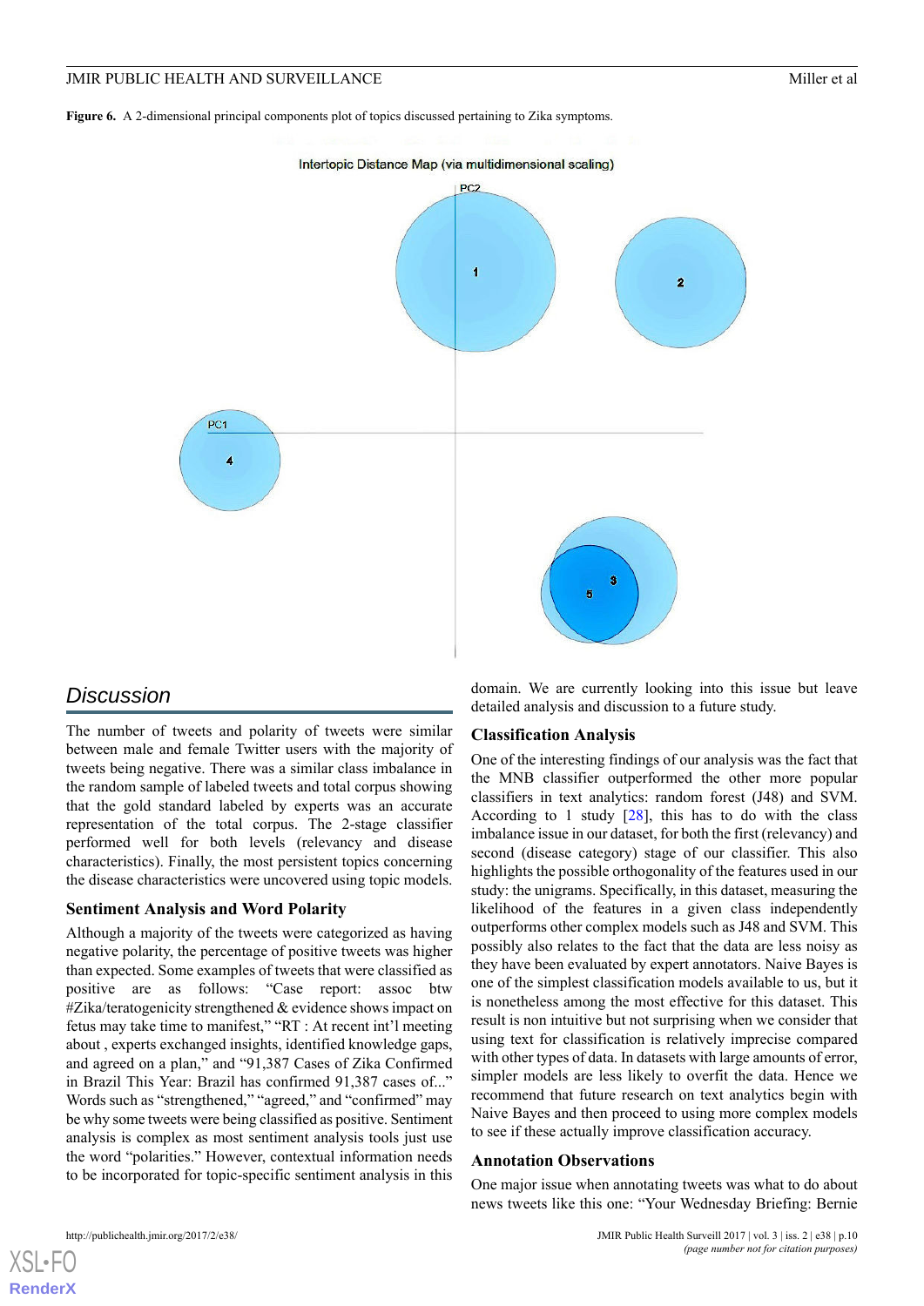**Figure 6.** A 2-dimensional principal components plot of topics discussed pertaining to Zika symptoms.

## Discussion

The number of tweets and polarity of tweets were similar between male and female Twitter users with the majority of tweets being negative. There was a similar class imbalance in the random sample of labeled tweets and total corpus showing that the gold standard labeled by experts was an accurate representation of the total corpus. The 2-stage classifier performed well for both levels (relevancy and disease characteristics). Finally, the most persistent topics concerning the disease characteristics were uncovered using topic models.

### Sentiment Analysis and Word Polarity

Although a majority of the tweets were categorized as having negative polarity, the percentage of positive tweets was higher than expected. Some examples of tweets that were classified as positive are as follows: "Case report: assoc btw #Zika/teratogenicity strengthened & evidence shows impact on fetus may take time to manifest," "RT : At recent int'l meeting about , experts exchanged insights, identified knowledge gaps, and agreed on a plan," and "91,387 Cases of Zika Confirmed in Brazil This Year: Brazil has confirmed 91,387 cases of..." Words such as "strengthened," "agreed," and "confirmed" may be why some tweets were being classified as positive. Sentiment analysis is complex as most sentiment analysis tools just use the word "polarities." However, contextual information needs to be incorporated for topic-specific sentiment analysis in this domain. We are currently looking into this issue but leave detailed analysis and discussion to a future study.

### Classification Analysis

One of the interesting findings of our analysis was the fact that the MNB classifier outperformed the other more popular classifiers in text analytics: random forest (J48) and SVM. According to 1 study [28], this has to do with the class imbalance issue in our dataset, for both the first (relevancy) and second (disease category) stage of our classifier. This also highlights the possible orthogonality of the features used in our study: the unigrams. Specifically, in this dataset, measuring the likelihood of the features in a given class independently outperforms other complex models such as J48 and SVM. This possibly also relates to the fact that the data are less noisy as they have been evaluated by expert annotators. Naive Bayes is one of the simplest classification models available to us, but it is nonetheless the most effective for this dataset. This result is non intuitive but not surprising when we consider that using text for classification is relatively imprecise compared with other types of data. In datasets with large amounts of error, simpler models are less likely to overfit the data. Hence we recommend that future research on text analytics begin with Naive Bayes and then proceed to using more complex models to see if these actually improve classification accuracy.

### Annotation Observations

One major issue when annotating tweets was what to do about news tweets like this one: "Your Wednesday Briefing: Bernie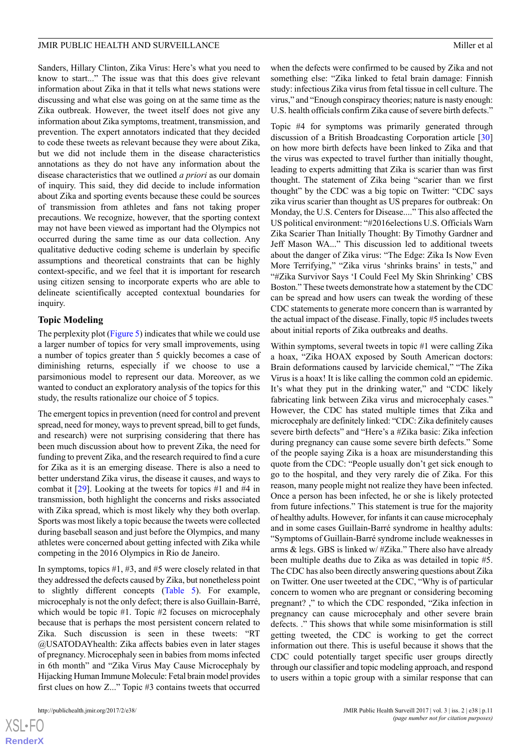Sanders, Hillary Clinton, Zika Virus: Here's what you need to know to start..." The issue was that this does give relevant information about Zika in that it tells what news stations were discussing and what else was going on at the same time as the Zika outbreak. However, the tweet itself does not give any information about Zika symptoms, treatment, transmission, and prevention. The expert annotators indicated that they decided to code these tweets as relevant because they were about Zika, but we did not include them in the disease characteristics annotations as they do not have any information about the disease characteristics that we outlined *a priori* as our domain of inquiry. This said, they did decide to include information about Zika and sporting events because these could be sources of transmission from athletes and fans not taking proper precautions. We recognize, however, that the sporting context may not have been viewed as important had the Olympics not occurred during the same time as our data collection. Any qualitative deductive coding scheme is underlain by specific assumptions and theoretical constraints that can be highly context-specific, and we feel that it is important for research using citizen sensing to incorporate experts who are able to delineate scientifically accepted contextual boundaries for inquiry.

### Topic Modeling

The perplexity plot (Figure 5) indicates that while we could use a larger number of topics for very small improvements, using a number of topics greater than 5 quickly becomes a case of diminishing returns, especially if we choose to use a parsimonious model to represent our data. Moreover, as we wanted to conduct an exploratory analysis of the topics for this study, the results rationalize our choice of 5 topics.

The emergent topics in prevention (need for control and prevent spread, need for money, ways to prevent spread, bill to get funds, and research) were not surprising considering that there has been much discussion about how to prevent Zika, the need for funding to prevent Zika, and the research required to find a cure for Zika as it is an emerging disease. There is also a need to better understand Zika virus, the disease it causes, and ways to combat it [29]. Looking at the tweets for topics #1 and #4 in transmission, both highlight the concerns and risks associated with Zika spread, which is most likely why they both overlap. Sports was most likely a topic because the tweets were collected during baseball season and just before the Olympics, and many athletes were concerned about getting infected with Zika while competing in the 2016 Olympics in Rio de Janeiro.

In symptoms, topics #1, #3, and #5 were closely related in that they addressed the defects caused by Zika, but nonetheless point to slightly different concepts (Table 5). For example, microcephaly is not the only defect; there is also Guillain-Barré, which would be topic #1. Topic #2 focuses on microcephaly because that is perhaps the most persistent concern related to Zika. Such discussion is seen in these tweets: "RT @USATODAYhealth: Zika affects babies even in later stages of pregnancy. Microcephaly seen in babies from moms infected in 6th month" and "Zika Virus May Cause Microcephaly by Hijacking Human Immune Molecule: Fetal brain model provides first clues on how Z..." Topic #3 contains tweets that occurred when the defects were confirmed to be caused by Zika and not something else: "Zika linked to fetal brain damage: Finnish study: infectious Zika virus from fetal tissue in cell culture. The virus," and "Enough conspiracy theories; nature is nasty enough: U.S. health officials confirm Zika cause of severe birth defects."

Topic #4 for symptoms was primarily generated through discussion of a British Broadcasting Corporation article [30] on how more birth defects have been linked to Zika and that the virus was expected to travel further than initially thought, leading to experts admitting that Zika is scarier than was first thought. The statement of Zika being "scarier than we first thought" by the CDC was a big topic on Twitter: "CDC says zika virus scarier than thought as US prepares for outbreak: On Monday, the U.S. Centers for Disease...." This also affected the US political environment: "#2016elections U.S. Officials Warn Zika Scarier Than Initially Thought: By Timothy Gardner and Jeff Mason WA..." This discussion led to additional tweets about the danger of Zika virus: "The Edge: Zika Is Now Even More Terrifying," "Zika virus 'shrinks brains' in tests," and "#Zika Survivor Says 'I Could Feel My Skin Shrinking' CBS Boston." These tweets demonstrate how a statement by the CDC can be spread and how users can tweak the wording of these CDC statements to generate more concern than is warranted by the actual impact of the disease. Finally, topic #5 includes tweets about initial reports of Zika outbreaks and deaths.

Within symptoms, several tweets in topic #1 were calling Zika a hoax, "Zika HOAX exposed by South American doctors: Brain deformations caused by larvicide chemical," "The Zika Virus is a hoax! It is like calling the common cold an epidemic. It's what they put in the drinking water," and "CDC likely fabricating link between Zika virus and microcephaly cases." However, the CDC has stated multiple times that Zika and microcephaly are definitely linked: "CDC: Zika definitely causes severe birth defects" and "Here's a #Zika basic: Zika infection during pregnancy can cause some severe birth defects." Some of the people saying Zika is a hoax are misunderstanding this quote from the CDC: "People usually don't get sick enough to go to the hospital, and they very rarely die of Zika. For this reason, many people might not realize they have been infected. Once a person has been infected, he or she is likely protected from future infections." This statement is true for the majority of healthy adults. However, for infants it can cause microcephaly and in some cases Guillain-Barré syndrome in healthy adults: "Symptoms of Guillain-Barré syndrome include weaknesses in arms & legs. GBS is linked w/ #Zika." There also have already been multiple deaths due to Zika as was detailed in topic #5. The CDC has also been directly answering questions about Zika on Twitter. One user tweeted at the CDC, "Why is of particular concern to women who are pregnant or considering becoming pregnant? ," to which the CDC responded, "Zika infection in pregnancy can cause microcephaly and other severe brain defects. ." This shows that while some misinformation is still getting tweeted, the CDC is working to get the correct information out there. This is useful because it shows that the CDC could potentially target specific user groups directly through our classifier and topic modeling approach, and respond to users within a topic group with a similar response that can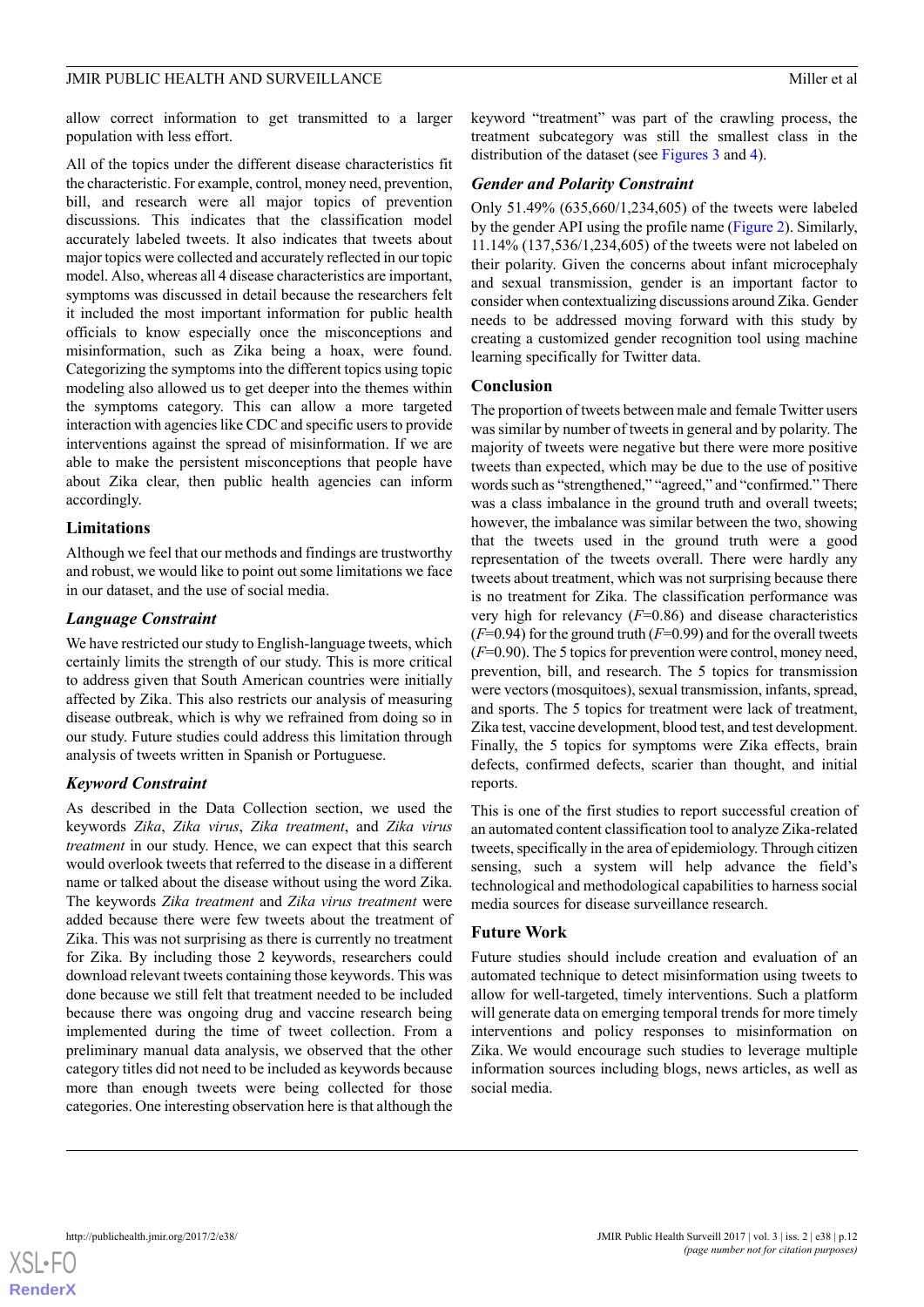allow correct information to get transmitted to a larger population with less effort.

All of the topics under the different disease characteristics fit the characteristic. For example, control, money need, prevention, bill, and research were all major topics of prevention discussions. This indicates that the classification model accurately labeled tweets. It also indicates that tweets about major topics were collected and accurately reflected in our topic model. Also, whereas all 4 disease characteristics are important, symptoms was discussed in detail because the researchers felt it included the most important information for public health officials to know especially once the misconceptions and misinformation, such as Zika being a hoax, were found. Categorizing the symptoms into the different topics using topic modeling also allowed us to get deeper into the themes within the symptoms category. This can allow a more targeted interaction with agencies like CDC and specific users to provide interventions against the spread of misinformation. If we are able to make the persistent misconceptions that people have about Zika clear, then public health agencies can inform accordingly.

## Limitations

Although we feel that our methods and findings are trustworthy and robust, we would like to point out some limitations we face in our dataset, and the use of social media.

### Language Constraint

We have restricted our study to English-language tweets, which certainly limits the strength of our study. This is more critical to address given that South American countries were initially affected by Zika. This also restricts our analysis of measuring disease outbreak, which is why we refrained from doing so in our study. Future studies could address this limitation through analysis of tweets written in Spanish or Portuguese.

### Keyword Constraint

As described in the Data Collection section, we used the keywords *Zika*, *Zika virus*, *Zika treatment*, and *Zika virus treatment* in our study. Hence, we can expect that this search would overlook tweets that referred to the disease in a different name or talked about the disease without using the word Zika. The keywords *Zika treatment* and *Zika virus treatment* were added because there were few tweets about the treatment of Zika. This was not surprising as there is currently no treatment for Zika. By including those 2 keywords, researchers could download relevant tweets containing those keywords. This was done because we still felt that treatment needed to be included because there was ongoing drug and vaccine research being implemented during the time of tweet collection. From a preliminary manual data analysis, we observed that the other category titles did not need to be included as keywords because more than enough tweets were being collected for those categories. One interesting observation here is that although the keyword "treatment" was part of the crawling process, the treatment subcategory was still the smallest class in the distribution of the dataset (see Figures 3 and 4).

### Gender and Polarity Constraint

Only 51.49% (635,660/1,234,605) of the tweets were labeled by the gender API using the profile name (Figure 2). Similarly, 11.14% (137,536/1,234,605) of the tweets were not labeled on their polarity. Given the concerns about infant microcephaly and sexual transmission, gender is an important factor to consider when contextualizing discussions around Zika. Gender needs to be addressed moving forward with this study by creating a customized gender recognition tool using machine learning specifically for Twitter data.

## Conclusion

The proportion of tweets between male and female Twitter users was similar by number of tweets in general and by polarity. The majority of tweets were negative but there were more positive tweets than expected, which may be due to the use of positive words such as "strengthened," "agreed," and "confirmed." There was a class imbalance in the ground truth and overall tweets; however, the imbalance was similar between the two, showing that the tweets used in the ground truth were a good representation of the tweets overall. There were hardly any tweets about treatment, which was not surprising because there is no treatment for Zika. The classification performance was very high for relevancy ($F$=0.86) and disease characteristics ($F$=0.94) for the ground truth ($F$=0.99) and for the overall tweets ($F$=0.90). The 5 topics for prevention were control, money need, prevention, bill, and research. The 5 topics for transmission were vectors (mosquitoes), sexual transmission, infants, spread, and sports. The 5 topics for treatment were lack of treatment, Zika test, vaccine development, blood test, and test development. Finally, the 5 topics for symptoms were Zika effects, brain defects, confirmed defects, scarier than thought, and initial reports.

This is one of the first studies to report successful creation of an automated content classification tool to analyze Zika-related tweets, specifically in the area of epidemiology. Through citizen sensing, such a system will help advance the field's technological and methodological capabilities to harness social media sources for disease surveillance research.

## Future Work

Future studies should include creation and evaluation of an automated technique to detect misinformation using tweets to allow for well-targeted, timely interventions. Such a platform will generate data on emerging temporal trends for more timely interventions and policy responses to misinformation on Zika. We would encourage such studies to leverage multiple information sources including blogs, news articles, as well as social media.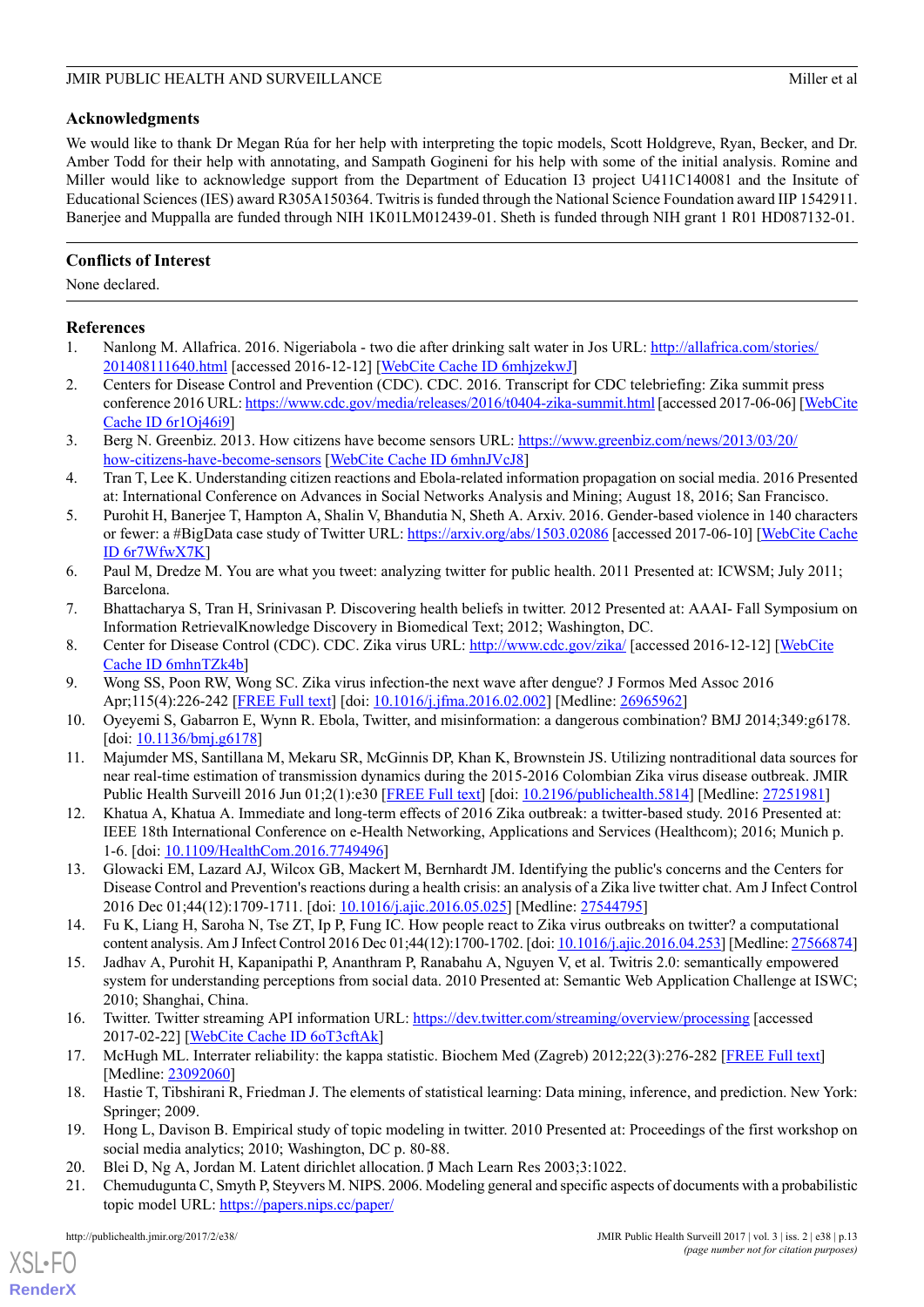## Acknowledgments

We would like to thank Dr Megan Rúa for her help with interpreting the topic models, Scott Holdgreve, Ryan, Becker, and Dr. Amber Todd for their help with annotating, and Sampath Gogineni for his help with some of the initial analysis. Romine and Miller would like to acknowledge support from the Department of Education I3 project U411C140081 and the Insitute of Educational Sciences (IES) award R305A150364. Twitris is funded through the National Science Foundation award IIP 1542911. Banerjee and Muppalla are funded through NIH 1K01LM012439-01. Sheth is funded through NIH grant 1 R01 HD087132-01.

## Conflicts of Interest

None declared.

## References

1. Nanlong M. Allafrica. 2016. Nigeriabola - two die after drinking salt water in Jos URL: http://allafrica.com/stories/201408111640.html [accessed 2016-12-12] [WebCite Cache ID 6mhjzekwJ]
2. Centers for Disease Control and Prevention (CDC). CDC. 2016. Transcript for CDC telebriefing: Zika summit press conference 2016 URL: https://www.cdc.gov/media/releases/2016/t0404-zika-summit.html [accessed 2017-06-06] [WebCite Cache ID 6r1Oj46i9]
3. Berg N. Greenbiz. 2013. How citizens have become sensors URL: https://www.greenbiz.com/news/2013/03/20/how-citizens-have-become-sensors [WebCite Cache ID 6mhnJVcJ8]
4. Tran T, Lee K. Understanding citizen reactions and Ebola-related information propagation on social media. 2016 Presented at: International Conference on Advances in Social Networks Analysis and Mining; August 18, 2016; San Francisco.
5. Purohit H, Banerjee T, Hampton A, Shalin V, Bhandutia N, Sheth A. Arxiv. 2016. Gender-based violence in 140 characters or fewer: a #BigData case study of Twitter URL: https://arxiv.org/abs/1503.02086 [accessed 2017-06-10] [WebCite Cache ID 6r7WfwX7K]
6. Paul M, Dredze M. You are what you tweet: analyzing twitter for public health. 2011 Presented at: ICWSM; July 2011; Barcelona.
7. Bhattacharya S, Tran H, Srinivasan P. Discovering health beliefs in twitter. 2012 Presented at: AAAI- Fall Symposium on Information RetrievalKnowledge Discovery in Biomedical Text; 2012; Washington, DC.
8. Center for Disease Control (CDC). CDC. Zika virus URL: http://www.cdc.gov/zika/ [accessed 2016-12-12] [WebCite Cache ID 6mhnTZk4b]
9. Wong SS, Poon RW, Wong SC. Zika virus infection-the next wave after dengue? J Formos Med Assoc 2016 Apr;115(4):226-242 [FREE Full text] [doi: 10.1016/j.jfma.2016.02.002] [Medline: 26965962]
10. Oyeyemi S, Gabarron E, Wynn R. Ebola, Twitter, and misinformation: a dangerous combination? BMJ 2014;349:g6178. [doi: 10.1136/bmj.g6178]
11. Majumder MS, Santillana M, Mekaru SR, McGinnis DP, Khan K, Brownstein JS. Utilizing nontraditional data sources for near real-time estimation of transmission dynamics during the 2015-2016 Colombian Zika virus disease outbreak. JMIR Public Health Surveill 2016 Jun 01;2(1):e30 [FREE Full text] [doi: 10.2196/publichealth.5814] [Medline: 27251981]
12. Khatua A, Khatua A. Immediate and long-term effects of 2016 Zika outbreak: a twitter-based study. 2016 Presented at: IEEE 18th International Conference on e-Health Networking, Applications and Services (Healthcom); 2016; Munich p. 1-6. [doi: 10.1109/HealthCom.2016.7749496]
13. Glowacki EM, Lazard AJ, Wilcox GB, Mackert M, Bernhardt JM. Identifying the public's concerns and the Centers for Disease Control and Prevention's reactions during a health crisis: an analysis of a Zika live twitter chat. Am J Infect Control 2016 Dec 01;44(12):1709-1711. [doi: 10.1016/j.ajic.2016.05.025] [Medline: 27544795]
14. Fu K, Liang H, Saroha N, Tse ZT, Ip P, Fung IC. How people react to Zika virus outbreaks on twitter? a computational content analysis. Am J Infect Control 2016 Dec 01;44(12):1700-1702. [doi: 10.1016/j.ajic.2016.04.253] [Medline: 27566874]
15. Jadhav A, Purohit H, Kapanipathi P, Ananthram P, Ranabahu A, Nguyen V, et al. Twitris 2.0: semantically empowered system for understanding perceptions from social data. 2010 Presented at: Semantic Web Application Challenge at ISWC; 2010; Shanghai, China.
16. Twitter. Twitter streaming API information URL: https://dev.twitter.com/streaming/overview/processing [accessed 2017-02-22] [WebCite Cache ID 6oT3cftAk]
17. McHugh ML. Interrater reliability: the kappa statistic. Biochem Med (Zagreb) 2012;22(3):276-282 [FREE Full text] [Medline: 23092060]
18. Hastie T, Tibshirani R, Friedman J. The elements of statistical learning: Data mining, inference, and prediction. New York: Springer; 2009.
19. Hong L, Davison B. Empirical study of topic modeling in twitter. 2010 Presented at: Proceedings of the first workshop on social media analytics; 2010; Washington, DC p. 80-88.
20. Blei D, Ng A, Jordan M. Latent dirichlet allocation. J Mach Learn Res 2003;3:1022.
21. Chemudugunta C, Smyth P, Steyvers M. NIPS. 2006. Modeling general and specific aspects of documents with a probabilistic topic model URL: https://papers.nips.cc/paper/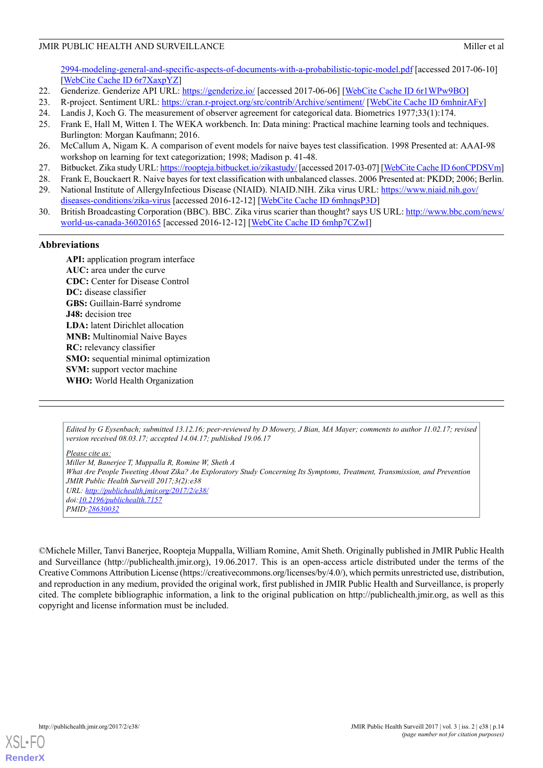2994-modeling-general-and-specific-aspects-of-documents-with-a-probabilistic-topic-model.pdf [accessed 2017-06-10] [WebCite Cache ID 6r7XaxpYZ]
22. Genderize. Genderize API URL: https://genderize.io/ [accessed 2017-06-06] [WebCite Cache ID 6r1WPw9BO]
23. R-project. Sentiment URL: https://cran.r-project.org/src/contrib/Archive/sentiment/ [WebCite Cache ID 6mhnirAFy]
24. Landis J, Koch G. The measurement of observer agreement for categorical data. Biometrics 1977;33(1):174.
25. Frank E, Hall M, Witten I. The WEKA workbench. In: Data mining: Practical machine learning tools and techniques. Burlington: Morgan Kaufmann; 2016.
26. McCallum A, Nigam K. A comparison of event models for naive bayes test classification. 1998 Presented at: AAAI-98 workshop on learning for text categorization; 1998; Madison p. 41-48.
27. Bitbucket. Zika study URL: https://roopteja.bitbucket.io/zikastudy/ [accessed 2017-03-07] [WebCite Cache ID 6onCPDSVm]
28. Frank E, Bouckaert R. Naive bayes for text classification with unbalanced classes. 2006 Presented at: PKDD; 2006; Berlin.
29. National Institute of AllergyInfectious Disease (NIAID). NIAID.NIH. Zika virus URL: https://www.niaid.nih.gov/diseases-conditions/zika-virus [accessed 2016-12-12] [WebCite Cache ID 6mhnqsP3D]
30. British Broadcasting Corporation (BBC). BBC. Zika virus scarier than thought? says US URL: http://www.bbc.com/news/world-us-canada-36020165 [accessed 2016-12-12] [WebCite Cache ID 6mhp7CZwI]

## Abbreviations

**API:** application program interface
**AUC:** area under the curve
**CDC:** Center for Disease Control
**DC:** disease classifier
**GBS:** Guillain-Barré syndrome
**J48:** decision tree
**LDA:** latent Dirichlet allocation
**MNB:** Multinomial Naive Bayes
**RC:** relevancy classifier
**SMO:** sequential minimal optimization
**SVM:** support vector machine
**WHO:** World Health Organization

---

*Edited by G Eysenbach; submitted 13.12.16; peer-reviewed by D Mowery, J Bian, MA Mayer; comments to author 11.02.17; revised version received 08.03.17; accepted 14.04.17; published 19.06.17*

*Please cite as:*
*Miller M, Banerjee T, Muppalla R, Romine W, Sheth A*
*What Are People Tweeting About Zika? An Exploratory Study Concerning Its Symptoms, Treatment, Transmission, and Prevention*
*JMIR Public Health Surveill 2017;3(2):e38*
*URL: http://publichealth.jmir.org/2017/2/e38/*
*doi:10.2196/publichealth.7157*
*PMID:28630032*

©Michele Miller, Tanvi Banerjee, Roopteja Muppalla, William Romine, Amit Sheth. Originally published in JMIR Public Health and Surveillance (http://publichealth.jmir.org), 19.06.2017. This is an open-access article distributed under the terms of the Creative Commons Attribution License (https://creativecommons.org/licenses/by/4.0/), which permits unrestricted use, distribution, and reproduction in any medium, provided the original work, first published in JMIR Public Health and Surveillance, is properly cited. The complete bibliographic information, a link to the original publication on http://publichealth.jmir.org, as well as this copyright and license information must be included.